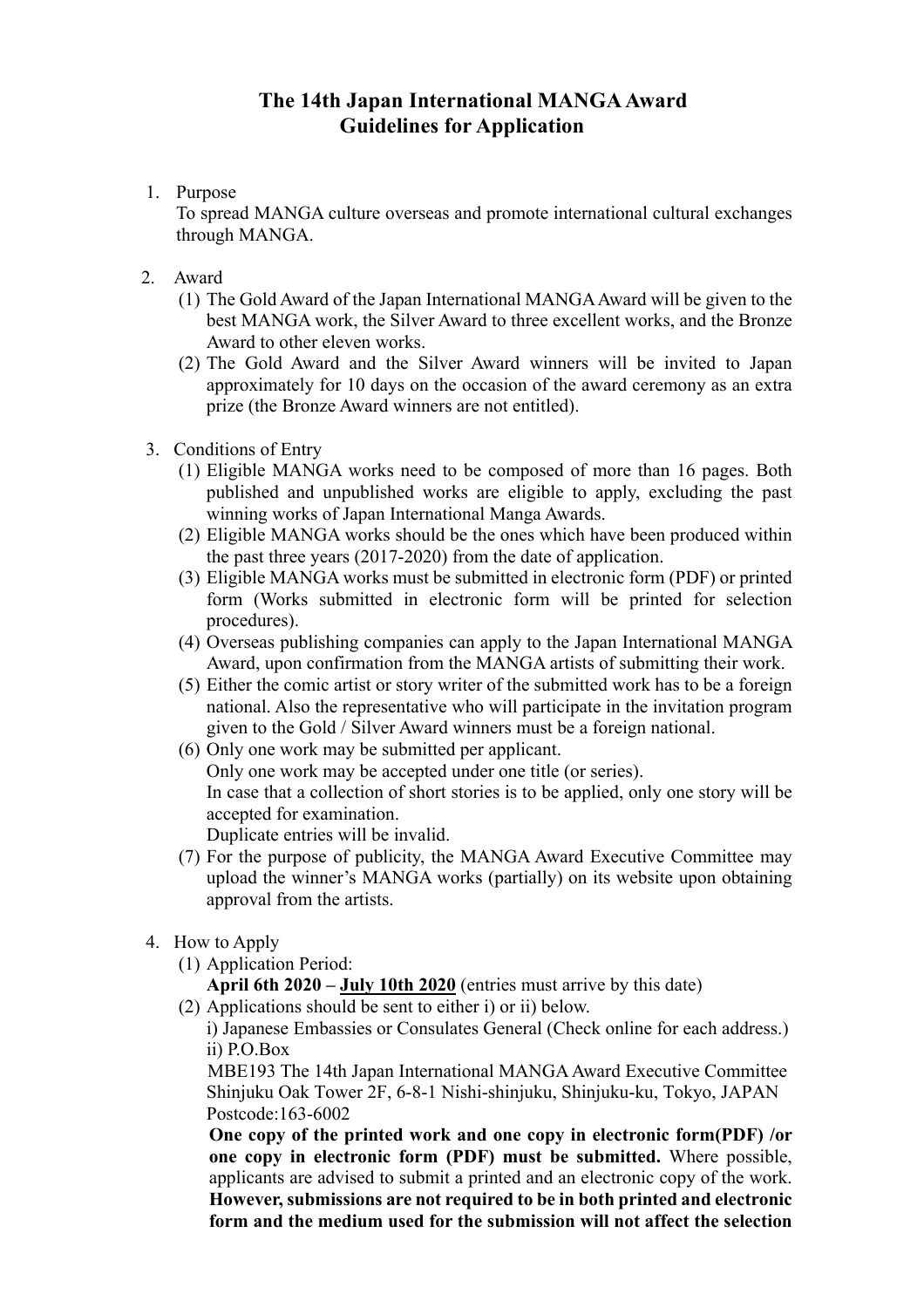# The 14th Japan International MANGA Award
## Guidelines for Application

1. Purpose

   To spread MANGA culture overseas and promote international cultural exchanges through MANGA.

2. Award

   (1) The Gold Award of the Japan International MANGA Award will be given to the best MANGA work, the Silver Award to three excellent works, and the Bronze Award to other eleven works.

   (2) The Gold Award and the Silver Award winners will be invited to Japan approximately for 10 days on the occasion of the award ceremony as an extra prize (the Bronze Award winners are not entitled).

3. Conditions of Entry

   (1) Eligible MANGA works need to be composed of more than 16 pages. Both published and unpublished works are eligible to apply, excluding the past winning works of Japan International Manga Awards.

   (2) Eligible MANGA works should be the ones which have been produced within the past three years (2017-2020) from the date of application.

   (3) Eligible MANGA works must be submitted in electronic form (PDF) or printed form (Works submitted in electronic form will be printed for selection procedures).

   (4) Overseas publishing companies can apply to the Japan International MANGA Award, upon confirmation from the MANGA artists of submitting their work.

   (5) Either the comic artist or story writer of the submitted work has to be a foreign national. Also the representative who will participate in the invitation program given to the Gold / Silver Award winners must be a foreign national.

   (6) Only one work may be submitted per applicant.
   Only one work may be accepted under one title (or series).
   In case that a collection of short stories is to be applied, only one story will be accepted for examination.
   Duplicate entries will be invalid.

   (7) For the purpose of publicity, the MANGA Award Executive Committee may upload the winner's MANGA works (partially) on its website upon obtaining approval from the artists.

4. How to Apply

   (1) Application Period:
   **April 6th 2020 – <u>July 10th 2020</u>** (entries must arrive by this date)

   (2) Applications should be sent to either i) or ii) below.
   i) Japanese Embassies or Consulates General (Check online for each address.)
   ii) P.O.Box
   MBE193 The 14th Japan International MANGA Award Executive Committee
   Shinjuku Oak Tower 2F, 6-8-1 Nishi-shinjuku, Shinjuku-ku, Tokyo, JAPAN
   Postcode:163-6002

   **One copy of the printed work and one copy in electronic form(PDF) /or one copy in electronic form (PDF) must be submitted.** Where possible, applicants are advised to submit a printed and an electronic copy of the work. **However, submissions are not required to be in both printed and electronic form and the medium used for the submission will not affect the selection**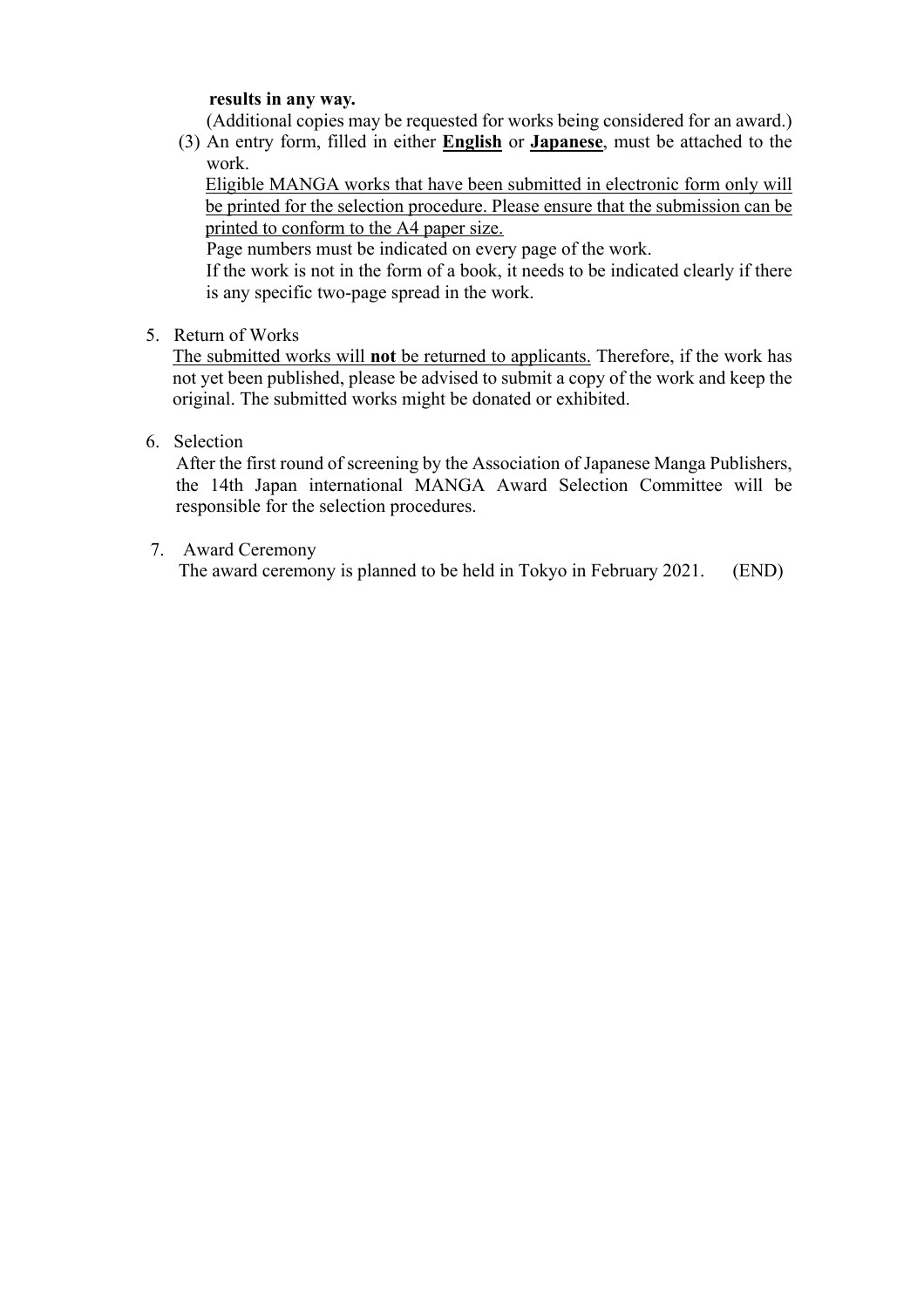**results in any way.**

(Additional copies may be requested for works being considered for an award.)

(3) An entry form, filled in either **English** or **Japanese**, must be attached to the work.

Eligible MANGA works that have been submitted in electronic form only will be printed for the selection procedure. Please ensure that the submission can be printed to conform to the A4 paper size.

Page numbers must be indicated on every page of the work.

If the work is not in the form of a book, it needs to be indicated clearly if there is any specific two-page spread in the work.

5. Return of Works

The submitted works will **not** be returned to applicants. Therefore, if the work has not yet been published, please be advised to submit a copy of the work and keep the original. The submitted works might be donated or exhibited.

6. Selection

After the first round of screening by the Association of Japanese Manga Publishers, the 14th Japan international MANGA Award Selection Committee will be responsible for the selection procedures.

7. Award Ceremony

The award ceremony is planned to be held in Tokyo in February 2021. (END)